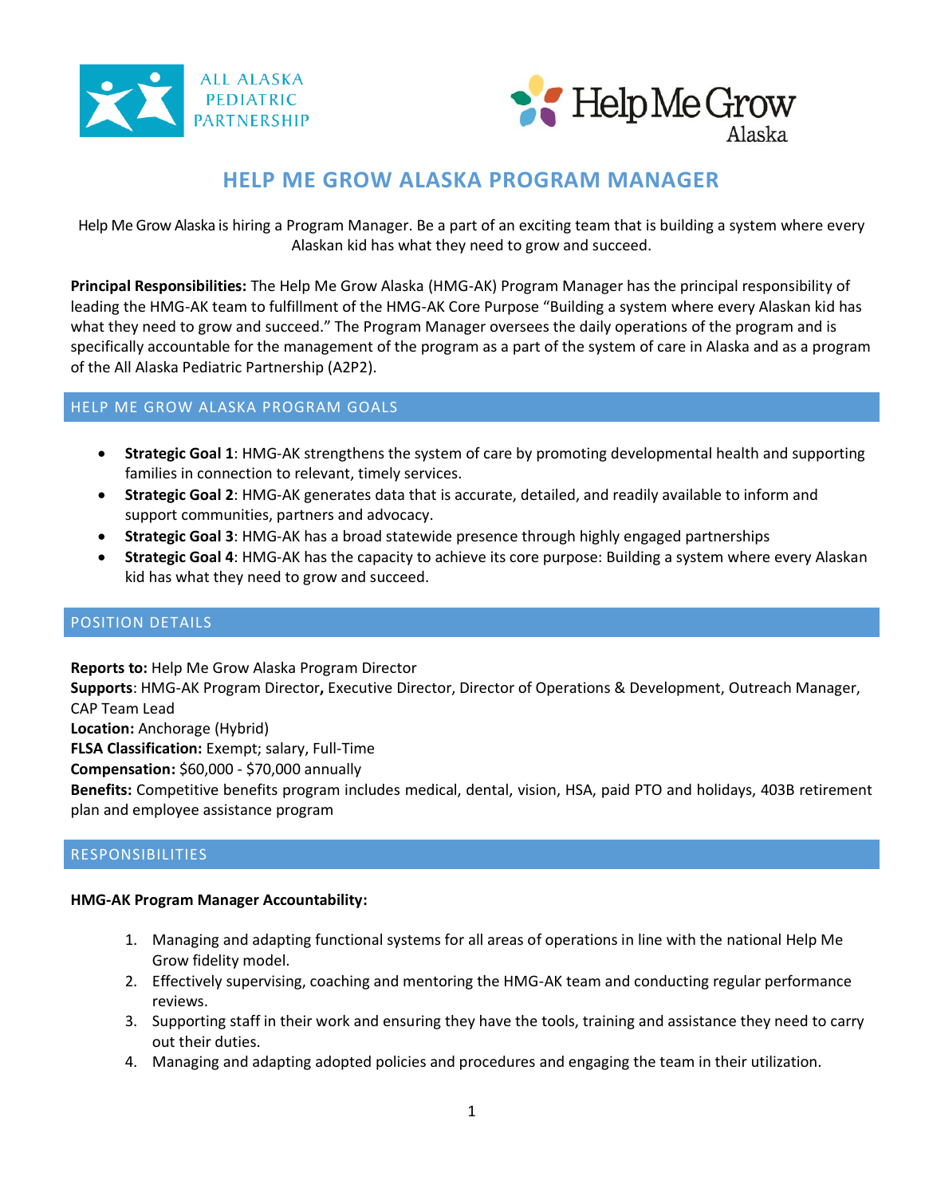# HELP ME GROW ALASKA PROGRAM MANAGER

Help Me Grow Alaska is hiring a Program Manager. Be a part of an exciting team that is building a system where every Alaskan kid has what they need to grow and succeed.

**Principal Responsibilities:** The Help Me Grow Alaska (HMG-AK) Program Manager has the principal responsibility of leading the HMG-AK team to fulfillment of the HMG-AK Core Purpose "Building a system where every Alaskan kid has what they need to grow and succeed." The Program Manager oversees the daily operations of the program and is specifically accountable for the management of the program as a part of the system of care in Alaska and as a program of the All Alaska Pediatric Partnership (A2P2).

## HELP ME GROW ALASKA PROGRAM GOALS

- **Strategic Goal 1**: HMG-AK strengthens the system of care by promoting developmental health and supporting families in connection to relevant, timely services.
- **Strategic Goal 2**: HMG-AK generates data that is accurate, detailed, and readily available to inform and support communities, partners and advocacy.
- **Strategic Goal 3**: HMG-AK has a broad statewide presence through highly engaged partnerships
- **Strategic Goal 4**: HMG-AK has the capacity to achieve its core purpose: Building a system where every Alaskan kid has what they need to grow and succeed.

## POSITION DETAILS

**Reports to:** Help Me Grow Alaska Program Director
**Supports**: HMG-AK Program Director**,** Executive Director, Director of Operations & Development, Outreach Manager, CAP Team Lead
**Location:** Anchorage (Hybrid)
**FLSA Classification:** Exempt; salary, Full-Time
**Compensation:** $60,000 - $70,000 annually
**Benefits:** Competitive benefits program includes medical, dental, vision, HSA, paid PTO and holidays, 403B retirement plan and employee assistance program

## RESPONSIBILITIES

**HMG-AK Program Manager Accountability:**

1. Managing and adapting functional systems for all areas of operations in line with the national Help Me Grow fidelity model.
2. Effectively supervising, coaching and mentoring the HMG-AK team and conducting regular performance reviews.
3. Supporting staff in their work and ensuring they have the tools, training and assistance they need to carry out their duties.
4. Managing and adapting adopted policies and procedures and engaging the team in their utilization.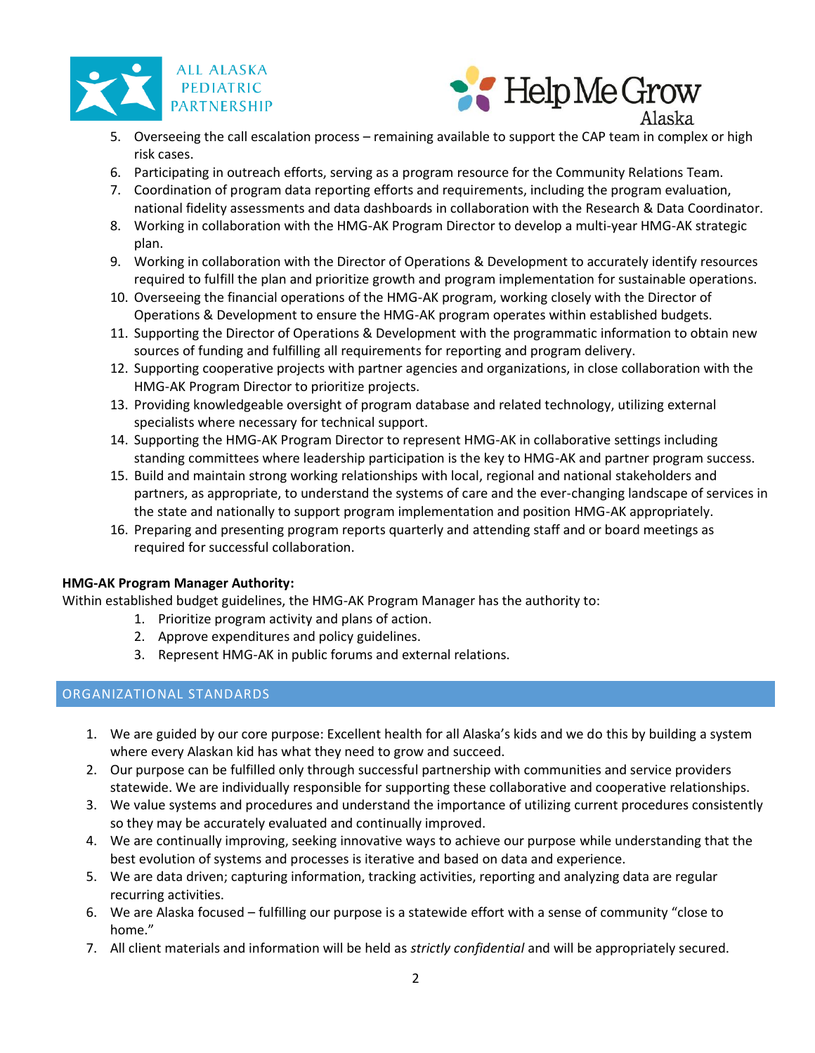5. Overseeing the call escalation process – remaining available to support the CAP team in complex or high risk cases.
6. Participating in outreach efforts, serving as a program resource for the Community Relations Team.
7. Coordination of program data reporting efforts and requirements, including the program evaluation, national fidelity assessments and data dashboards in collaboration with the Research & Data Coordinator.
8. Working in collaboration with the HMG-AK Program Director to develop a multi-year HMG-AK strategic plan.
9. Working in collaboration with the Director of Operations & Development to accurately identify resources required to fulfill the plan and prioritize growth and program implementation for sustainable operations.
10. Overseeing the financial operations of the HMG-AK program, working closely with the Director of Operations & Development to ensure the HMG-AK program operates within established budgets.
11. Supporting the Director of Operations & Development with the programmatic information to obtain new sources of funding and fulfilling all requirements for reporting and program delivery.
12. Supporting cooperative projects with partner agencies and organizations, in close collaboration with the HMG-AK Program Director to prioritize projects.
13. Providing knowledgeable oversight of program database and related technology, utilizing external specialists where necessary for technical support.
14. Supporting the HMG-AK Program Director to represent HMG-AK in collaborative settings including standing committees where leadership participation is the key to HMG-AK and partner program success.
15. Build and maintain strong working relationships with local, regional and national stakeholders and partners, as appropriate, to understand the systems of care and the ever-changing landscape of services in the state and nationally to support program implementation and position HMG-AK appropriately.
16. Preparing and presenting program reports quarterly and attending staff and or board meetings as required for successful collaboration.

**HMG-AK Program Manager Authority:**

Within established budget guidelines, the HMG-AK Program Manager has the authority to:

1. Prioritize program activity and plans of action.
2. Approve expenditures and policy guidelines.
3. Represent HMG-AK in public forums and external relations.

## ORGANIZATIONAL STANDARDS

1. We are guided by our core purpose: Excellent health for all Alaska's kids and we do this by building a system where every Alaskan kid has what they need to grow and succeed.
2. Our purpose can be fulfilled only through successful partnership with communities and service providers statewide. We are individually responsible for supporting these collaborative and cooperative relationships.
3. We value systems and procedures and understand the importance of utilizing current procedures consistently so they may be accurately evaluated and continually improved.
4. We are continually improving, seeking innovative ways to achieve our purpose while understanding that the best evolution of systems and processes is iterative and based on data and experience.
5. We are data driven; capturing information, tracking activities, reporting and analyzing data are regular recurring activities.
6. We are Alaska focused – fulfilling our purpose is a statewide effort with a sense of community "close to home."
7. All client materials and information will be held as *strictly confidential* and will be appropriately secured.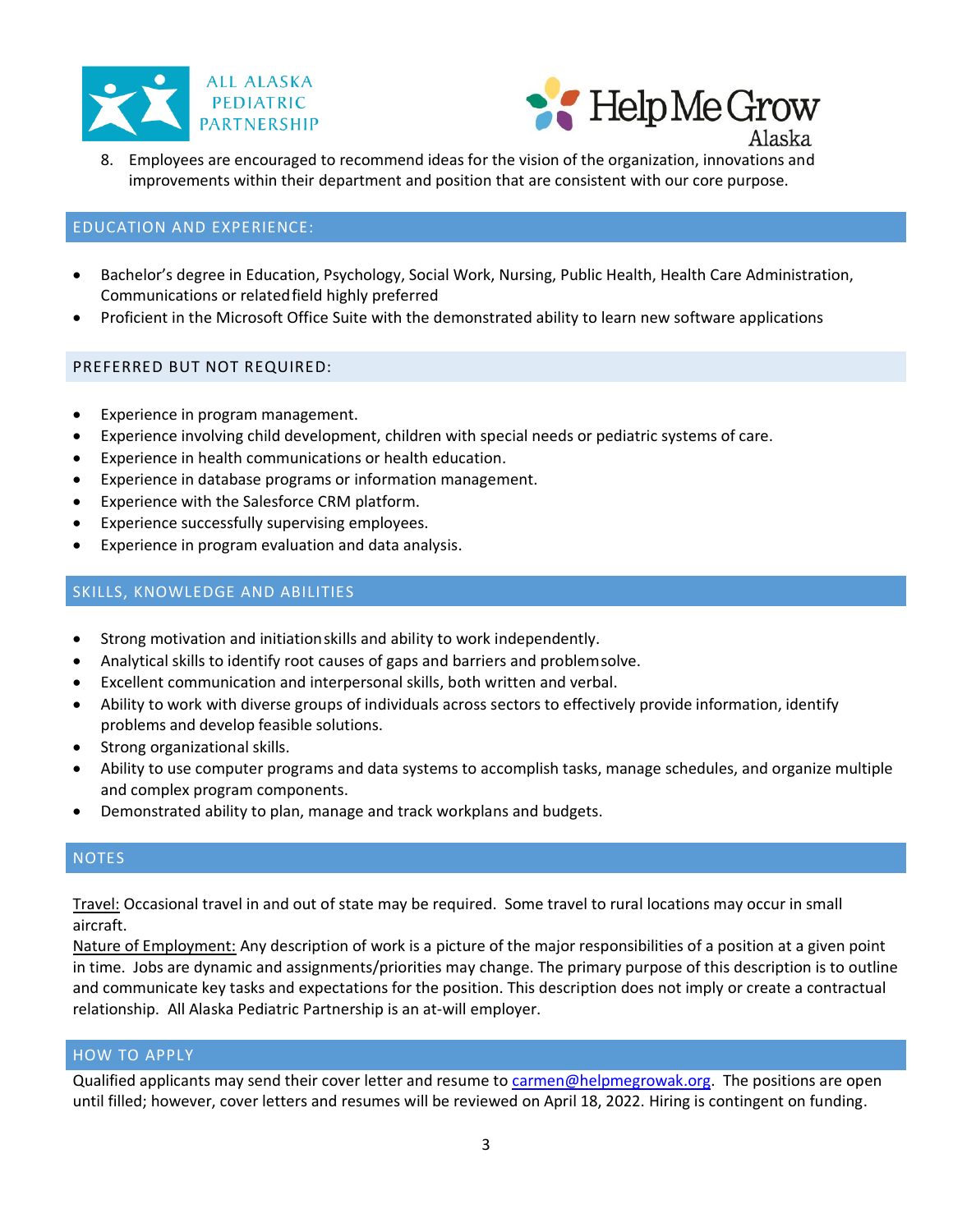8. Employees are encouraged to recommend ideas for the vision of the organization, innovations and improvements within their department and position that are consistent with our core purpose.

## EDUCATION AND EXPERIENCE:

- Bachelor's degree in Education, Psychology, Social Work, Nursing, Public Health, Health Care Administration, Communications or related field highly preferred
- Proficient in the Microsoft Office Suite with the demonstrated ability to learn new software applications

## PREFERRED BUT NOT REQUIRED:

- Experience in program management.
- Experience involving child development, children with special needs or pediatric systems of care.
- Experience in health communications or health education.
- Experience in database programs or information management.
- Experience with the Salesforce CRM platform.
- Experience successfully supervising employees.
- Experience in program evaluation and data analysis.

## SKILLS, KNOWLEDGE AND ABILITIES

- Strong motivation and initiation skills and ability to work independently.
- Analytical skills to identify root causes of gaps and barriers and problem solve.
- Excellent communication and interpersonal skills, both written and verbal.
- Ability to work with diverse groups of individuals across sectors to effectively provide information, identify problems and develop feasible solutions.
- Strong organizational skills.
- Ability to use computer programs and data systems to accomplish tasks, manage schedules, and organize multiple and complex program components.
- Demonstrated ability to plan, manage and track workplans and budgets.

## NOTES

Travel: Occasional travel in and out of state may be required. Some travel to rural locations may occur in small aircraft.

Nature of Employment: Any description of work is a picture of the major responsibilities of a position at a given point in time. Jobs are dynamic and assignments/priorities may change. The primary purpose of this description is to outline and communicate key tasks and expectations for the position. This description does not imply or create a contractual relationship. All Alaska Pediatric Partnership is an at-will employer.

## HOW TO APPLY

Qualified applicants may send their cover letter and resume to carmen@helpmegrowak.org. The positions are open until filled; however, cover letters and resumes will be reviewed on April 18, 2022. Hiring is contingent on funding.